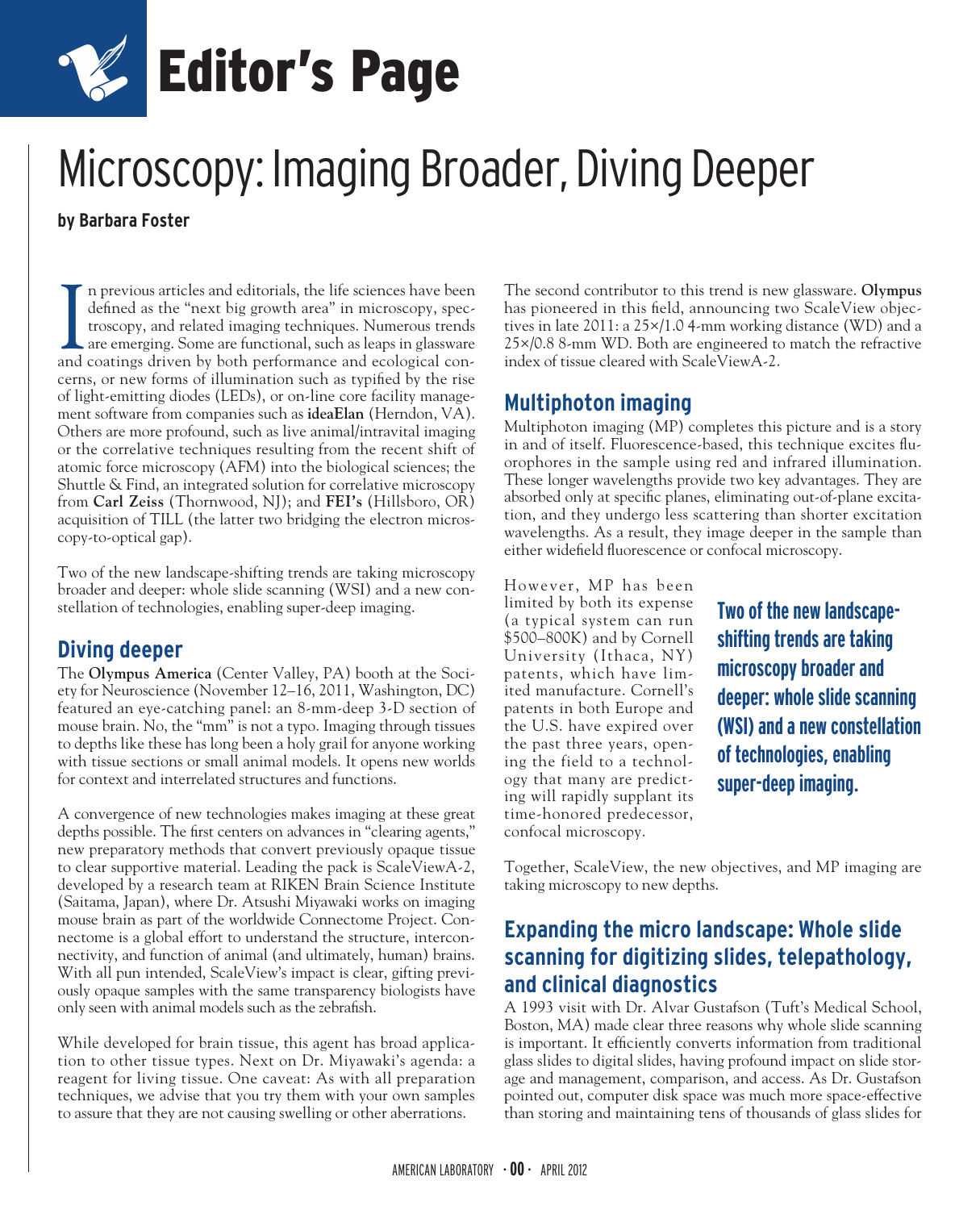# Editor's Page

# Microscopy: Imaging Broader, Diving Deeper

**by Barbara Foster**

In previous articles and editorials, the life sciences have been defined as the "next big growth area" in microscopy, spectroscopy, and related imaging techniques. Numerous trends are emerging. Some are functional, such as leaps in glassware and coatings driven by both performance and ecological concerns, or new forms of illumination such as typified by the rise of light-emitting diodes (LEDs), or on-line core facility management software from companies such as **ideaElan** (Herndon, VA). Others are more profound, such as live animal/intravital imaging or the correlative techniques resulting from the recent shift of atomic force microscopy (AFM) into the biological sciences; the Shuttle & Find, an integrated solution for correlative microscopy from **Carl Zeiss** (Thornwood, NJ); and **FEI's** (Hillsboro, OR) acquisition of TILL (the latter two bridging the electron microscopy-to-optical gap).

Two of the new landscape-shifting trends are taking microscopy broader and deeper: whole slide scanning (WSI) and a new constellation of technologies, enabling super-deep imaging.

## Diving deeper

The **Olympus America** (Center Valley, PA) booth at the Society for Neuroscience (November 12–16, 2011, Washington, DC) featured an eye-catching panel: an 8-mm-deep 3-D section of mouse brain. No, the "mm" is not a typo. Imaging through tissues to depths like these has long been a holy grail for anyone working with tissue sections or small animal models. It opens new worlds for context and interrelated structures and functions.

A convergence of new technologies makes imaging at these great depths possible. The first centers on advances in "clearing agents," new preparatory methods that convert previously opaque tissue to clear supportive material. Leading the pack is ScaleViewA-2, developed by a research team at RIKEN Brain Science Institute (Saitama, Japan), where Dr. Atsushi Miyawaki works on imaging mouse brain as part of the worldwide Connectome Project. Connectome is a global effort to understand the structure, interconnectivity, and function of animal (and ultimately, human) brains. With all pun intended, ScaleView's impact is clear, gifting previously opaque samples with the same transparency biologists have only seen with animal models such as the zebrafish.

While developed for brain tissue, this agent has broad application to other tissue types. Next on Dr. Miyawaki's agenda: a reagent for living tissue. One caveat: As with all preparation techniques, we advise that you try them with your own samples to assure that they are not causing swelling or other aberrations.

The second contributor to this trend is new glassware. **Olympus** has pioneered in this field, announcing two ScaleView objectives in late 2011: a 25×/1.0 4-mm working distance (WD) and a 25×/0.8 8-mm WD. Both are engineered to match the refractive index of tissue cleared with ScaleViewA-2.

## Multiphoton imaging

Multiphoton imaging (MP) completes this picture and is a story in and of itself. Fluorescence-based, this technique excites fluorophores in the sample using red and infrared illumination. These longer wavelengths provide two key advantages. They are absorbed only at specific planes, eliminating out-of-plane excitation, and they undergo less scattering than shorter excitation wavelengths. As a result, they image deeper in the sample than either widefield fluorescence or confocal microscopy.

However, MP has been limited by both its expense (a typical system can run \$500–800K) and by Cornell University (Ithaca, NY) patents, which have limited manufacture. Cornell's patents in both Europe and the U.S. have expired over the past three years, opening the field to a technology that many are predicting will rapidly supplant its time-honored predecessor, confocal microscopy.

**Two of the new landscape-shifting trends are taking microscopy broader and deeper: whole slide scanning (WSI) and a new constellation of technologies, enabling super-deep imaging.**

Together, ScaleView, the new objectives, and MP imaging are taking microscopy to new depths.

## Expanding the micro landscape: Whole slide scanning for digitizing slides, telepathology, and clinical diagnostics

A 1993 visit with Dr. Alvar Gustafson (Tuft's Medical School, Boston, MA) made clear three reasons why whole slide scanning is important. It efficiently converts information from traditional glass slides to digital slides, having profound impact on slide storage and management, comparison, and access. As Dr. Gustafson pointed out, computer disk space was much more space-effective than storing and maintaining tens of thousands of glass slides for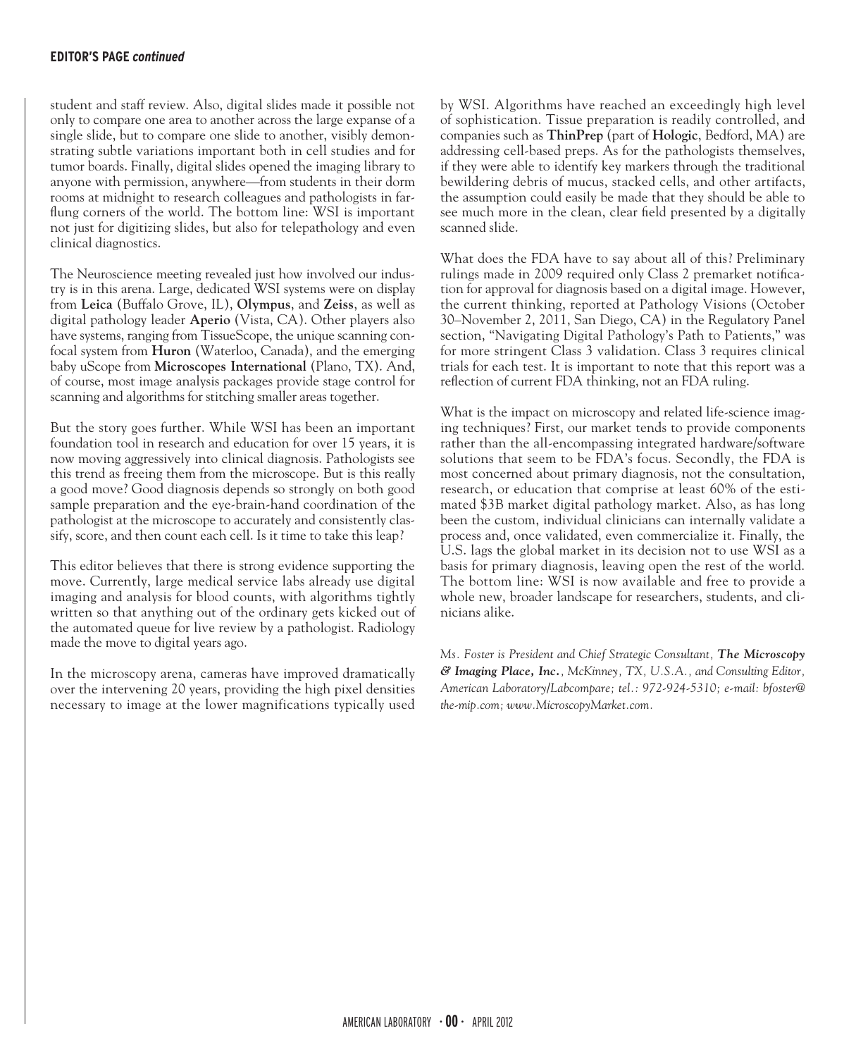student and staff review. Also, digital slides made it possible not only to compare one area to another across the large expanse of a single slide, but to compare one slide to another, visibly demonstrating subtle variations important both in cell studies and for tumor boards. Finally, digital slides opened the imaging library to anyone with permission, anywhere—from students in their dorm rooms at midnight to research colleagues and pathologists in far-flung corners of the world. The bottom line: WSI is important not just for digitizing slides, but also for telepathology and even clinical diagnostics.

The Neuroscience meeting revealed just how involved our industry is in this arena. Large, dedicated WSI systems were on display from **Leica** (Buffalo Grove, IL), **Olympus**, and **Zeiss**, as well as digital pathology leader **Aperio** (Vista, CA). Other players also have systems, ranging from TissueScope, the unique scanning confocal system from **Huron** (Waterloo, Canada), and the emerging baby uScope from **Microscopes International** (Plano, TX). And, of course, most image analysis packages provide stage control for scanning and algorithms for stitching smaller areas together.

But the story goes further. While WSI has been an important foundation tool in research and education for over 15 years, it is now moving aggressively into clinical diagnosis. Pathologists see this trend as freeing them from the microscope. But is this really a good move? Good diagnosis depends so strongly on both good sample preparation and the eye-brain-hand coordination of the pathologist at the microscope to accurately and consistently classify, score, and then count each cell. Is it time to take this leap?

This editor believes that there is strong evidence supporting the move. Currently, large medical service labs already use digital imaging and analysis for blood counts, with algorithms tightly written so that anything out of the ordinary gets kicked out of the automated queue for live review by a pathologist. Radiology made the move to digital years ago.

In the microscopy arena, cameras have improved dramatically over the intervening 20 years, providing the high pixel densities necessary to image at the lower magnifications typically used by WSI. Algorithms have reached an exceedingly high level of sophistication. Tissue preparation is readily controlled, and companies such as **ThinPrep** (part of **Hologic**, Bedford, MA) are addressing cell-based preps. As for the pathologists themselves, if they were able to identify key markers through the traditional bewildering debris of mucus, stacked cells, and other artifacts, the assumption could easily be made that they should be able to see much more in the clean, clear field presented by a digitally scanned slide.

What does the FDA have to say about all of this? Preliminary rulings made in 2009 required only Class 2 premarket notification for approval for diagnosis based on a digital image. However, the current thinking, reported at Pathology Visions (October 30–November 2, 2011, San Diego, CA) in the Regulatory Panel section, "Navigating Digital Pathology's Path to Patients," was for more stringent Class 3 validation. Class 3 requires clinical trials for each test. It is important to note that this report was a reflection of current FDA thinking, not an FDA ruling.

What is the impact on microscopy and related life-science imaging techniques? First, our market tends to provide components rather than the all-encompassing integrated hardware/software solutions that seem to be FDA's focus. Secondly, the FDA is most concerned about primary diagnosis, not the consultation, research, or education that comprise at least 60% of the estimated $3B market digital pathology market. Also, as has long been the custom, individual clinicians can internally validate a process and, once validated, even commercialize it. Finally, the U.S. lags the global market in its decision not to use WSI as a basis for primary diagnosis, leaving open the rest of the world. The bottom line: WSI is now available and free to provide a whole new, broader landscape for researchers, students, and clinicians alike.

*Ms. Foster is President and Chief Strategic Consultant, **The Microscopy & Imaging Place, Inc.**, McKinney, TX, U.S.A., and Consulting Editor, American Laboratory/Labcompare; tel.: 972-924-5310; e-mail: bfoster@the-mip.com; www.MicroscopyMarket.com.*